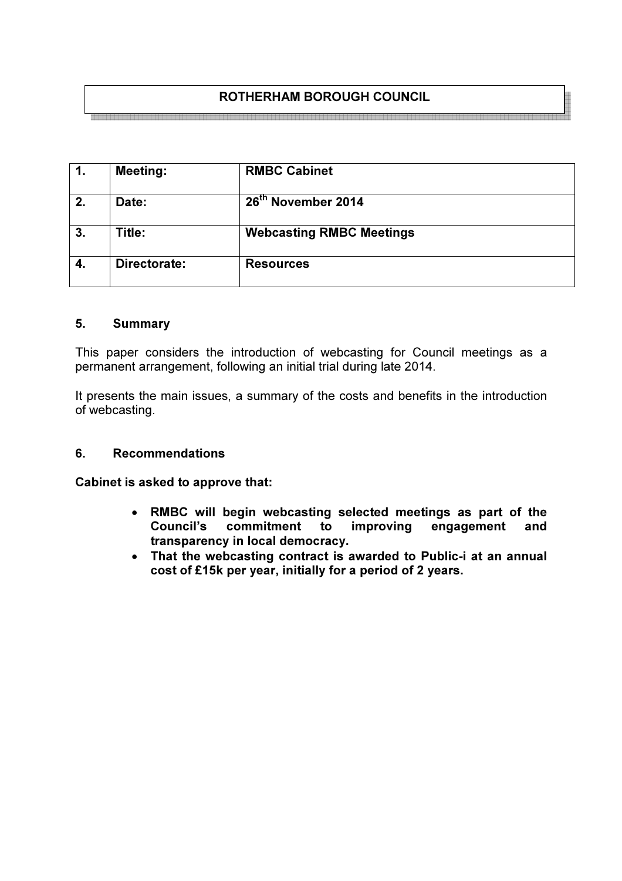# ROTHERHAM BOROUGH COUNCIL

| 1. | Meeting: | RMBC Cabinet |
|---|---|---|
| 2. | Date: | 26th November 2014 |
| 3. | Title: | Webcasting RMBC Meetings |
| 4. | Directorate: | Resources |

## 5. Summary

This paper considers the introduction of webcasting for Council meetings as a permanent arrangement, following an initial trial during late 2014.

It presents the main issues, a summary of the costs and benefits in the introduction of webcasting.

## 6. Recommendations

**Cabinet is asked to approve that:**

- **RMBC will begin webcasting selected meetings as part of the Council's commitment to improving engagement and transparency in local democracy.**
- **That the webcasting contract is awarded to Public-i at an annual cost of £15k per year, initially for a period of 2 years.**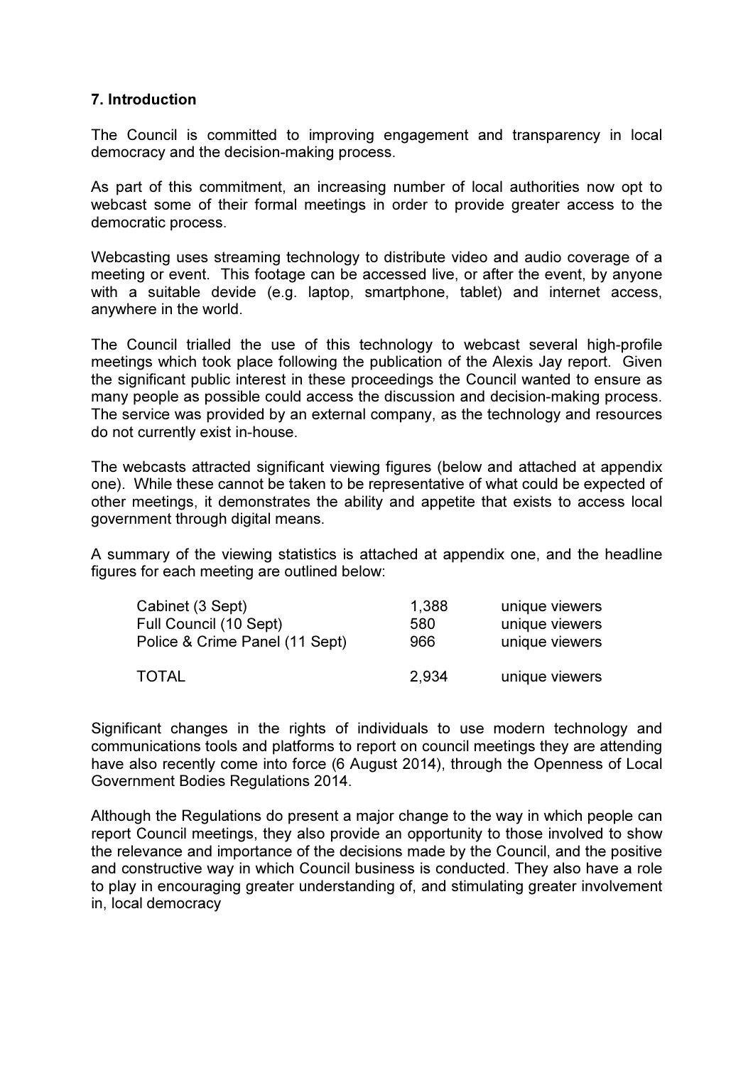**7. Introduction**

The Council is committed to improving engagement and transparency in local democracy and the decision-making process.

As part of this commitment, an increasing number of local authorities now opt to webcast some of their formal meetings in order to provide greater access to the democratic process.

Webcasting uses streaming technology to distribute video and audio coverage of a meeting or event. This footage can be accessed live, or after the event, by anyone with a suitable devide (e.g. laptop, smartphone, tablet) and internet access, anywhere in the world.

The Council trialled the use of this technology to webcast several high-profile meetings which took place following the publication of the Alexis Jay report. Given the significant public interest in these proceedings the Council wanted to ensure as many people as possible could access the discussion and decision-making process. The service was provided by an external company, as the technology and resources do not currently exist in-house.

The webcasts attracted significant viewing figures (below and attached at appendix one). While these cannot be taken to be representative of what could be expected of other meetings, it demonstrates the ability and appetite that exists to access local government through digital means.

A summary of the viewing statistics is attached at appendix one, and the headline figures for each meeting are outlined below:

| | | |
|---|---|---|
| Cabinet (3 Sept) | 1,388 | unique viewers |
| Full Council (10 Sept) | 580 | unique viewers |
| Police & Crime Panel (11 Sept) | 966 | unique viewers |
| TOTAL | 2,934 | unique viewers |

Significant changes in the rights of individuals to use modern technology and communications tools and platforms to report on council meetings they are attending have also recently come into force (6 August 2014), through the Openness of Local Government Bodies Regulations 2014.

Although the Regulations do present a major change to the way in which people can report Council meetings, they also provide an opportunity to those involved to show the relevance and importance of the decisions made by the Council, and the positive and constructive way in which Council business is conducted. They also have a role to play in encouraging greater understanding of, and stimulating greater involvement in, local democracy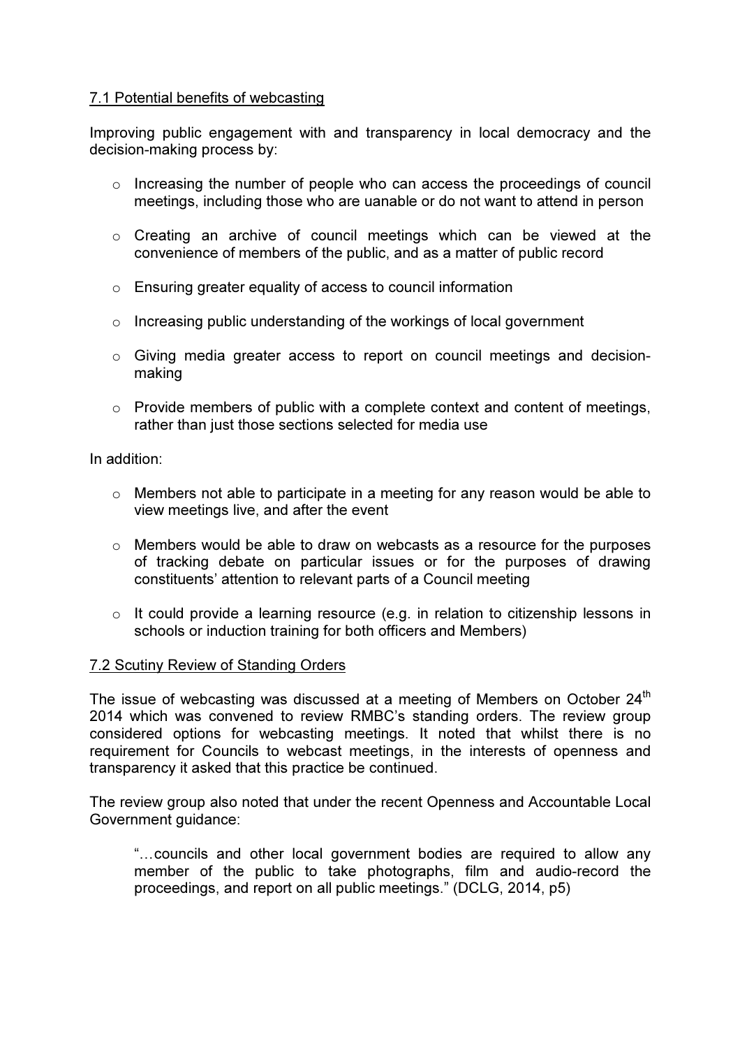## 7.1 Potential benefits of webcasting

Improving public engagement with and transparency in local democracy and the decision-making process by:

- Increasing the number of people who can access the proceedings of council meetings, including those who are uanable or do not want to attend in person
- Creating an archive of council meetings which can be viewed at the convenience of members of the public, and as a matter of public record
- Ensuring greater equality of access to council information
- Increasing public understanding of the workings of local government
- Giving media greater access to report on council meetings and decision-making
- Provide members of public with a complete context and content of meetings, rather than just those sections selected for media use

In addition:

- Members not able to participate in a meeting for any reason would be able to view meetings live, and after the event
- Members would be able to draw on webcasts as a resource for the purposes of tracking debate on particular issues or for the purposes of drawing constituents' attention to relevant parts of a Council meeting
- It could provide a learning resource (e.g. in relation to citizenship lessons in schools or induction training for both officers and Members)

## 7.2 Scutiny Review of Standing Orders

The issue of webcasting was discussed at a meeting of Members on October 24th 2014 which was convened to review RMBC's standing orders. The review group considered options for webcasting meetings. It noted that whilst there is no requirement for Councils to webcast meetings, in the interests of openness and transparency it asked that this practice be continued.

The review group also noted that under the recent Openness and Accountable Local Government guidance:

> "…councils and other local government bodies are required to allow any member of the public to take photographs, film and audio-record the proceedings, and report on all public meetings." (DCLG, 2014, p5)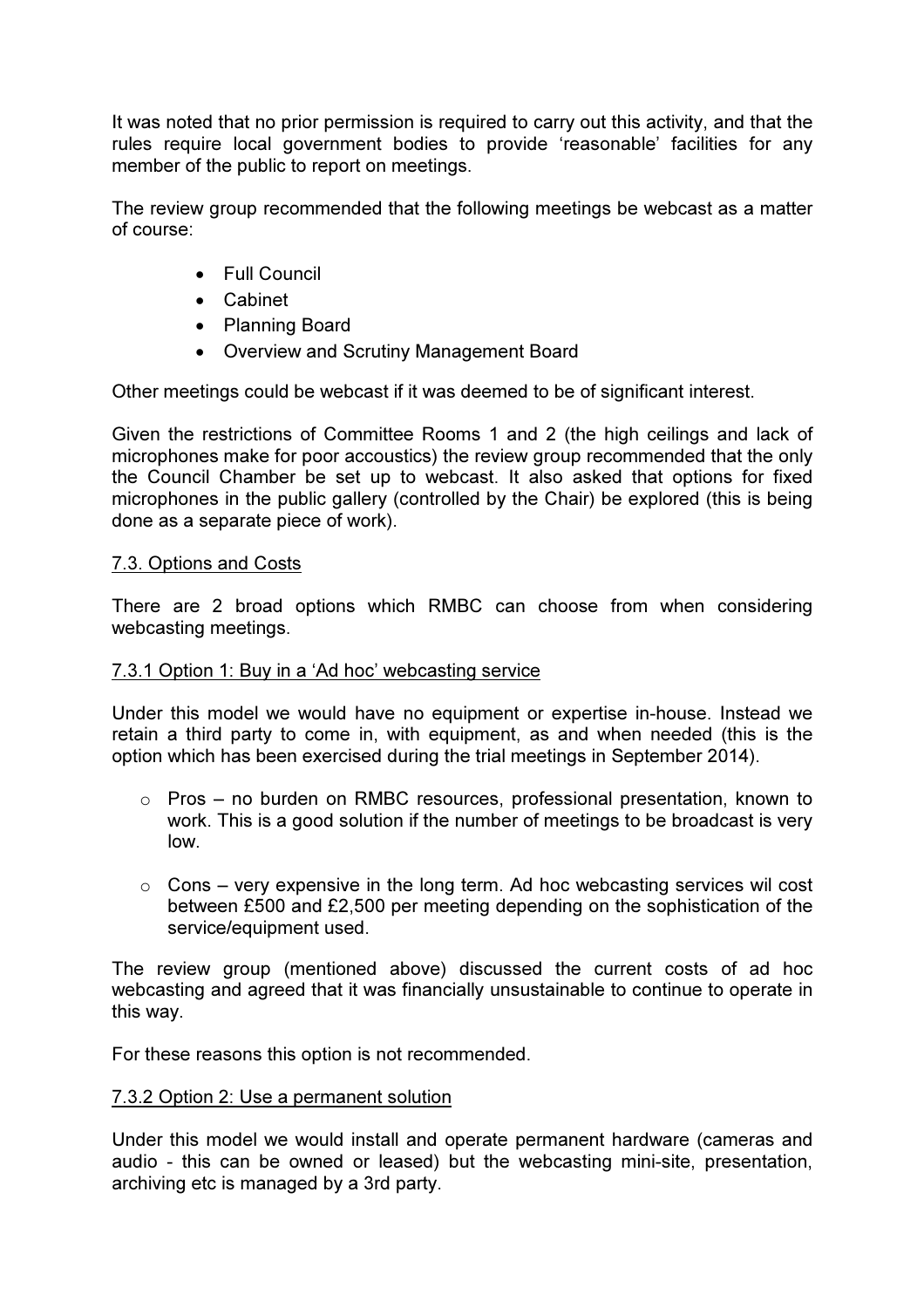It was noted that no prior permission is required to carry out this activity, and that the rules require local government bodies to provide 'reasonable' facilities for any member of the public to report on meetings.

The review group recommended that the following meetings be webcast as a matter of course:

- Full Council
- Cabinet
- Planning Board
- Overview and Scrutiny Management Board

Other meetings could be webcast if it was deemed to be of significant interest.

Given the restrictions of Committee Rooms 1 and 2 (the high ceilings and lack of microphones make for poor accoustics) the review group recommended that the only the Council Chamber be set up to webcast. It also asked that options for fixed microphones in the public gallery (controlled by the Chair) be explored (this is being done as a separate piece of work).

7.3. Options and Costs

There are 2 broad options which RMBC can choose from when considering webcasting meetings.

7.3.1 Option 1: Buy in a 'Ad hoc' webcasting service

Under this model we would have no equipment or expertise in-house. Instead we retain a third party to come in, with equipment, as and when needed (this is the option which has been exercised during the trial meetings in September 2014).

- Pros – no burden on RMBC resources, professional presentation, known to work. This is a good solution if the number of meetings to be broadcast is very low.

- Cons – very expensive in the long term. Ad hoc webcasting services wil cost between £500 and £2,500 per meeting depending on the sophistication of the service/equipment used.

The review group (mentioned above) discussed the current costs of ad hoc webcasting and agreed that it was financially unsustainable to continue to operate in this way.

For these reasons this option is not recommended.

7.3.2 Option 2: Use a permanent solution

Under this model we would install and operate permanent hardware (cameras and audio - this can be owned or leased) but the webcasting mini-site, presentation, archiving etc is managed by a 3rd party.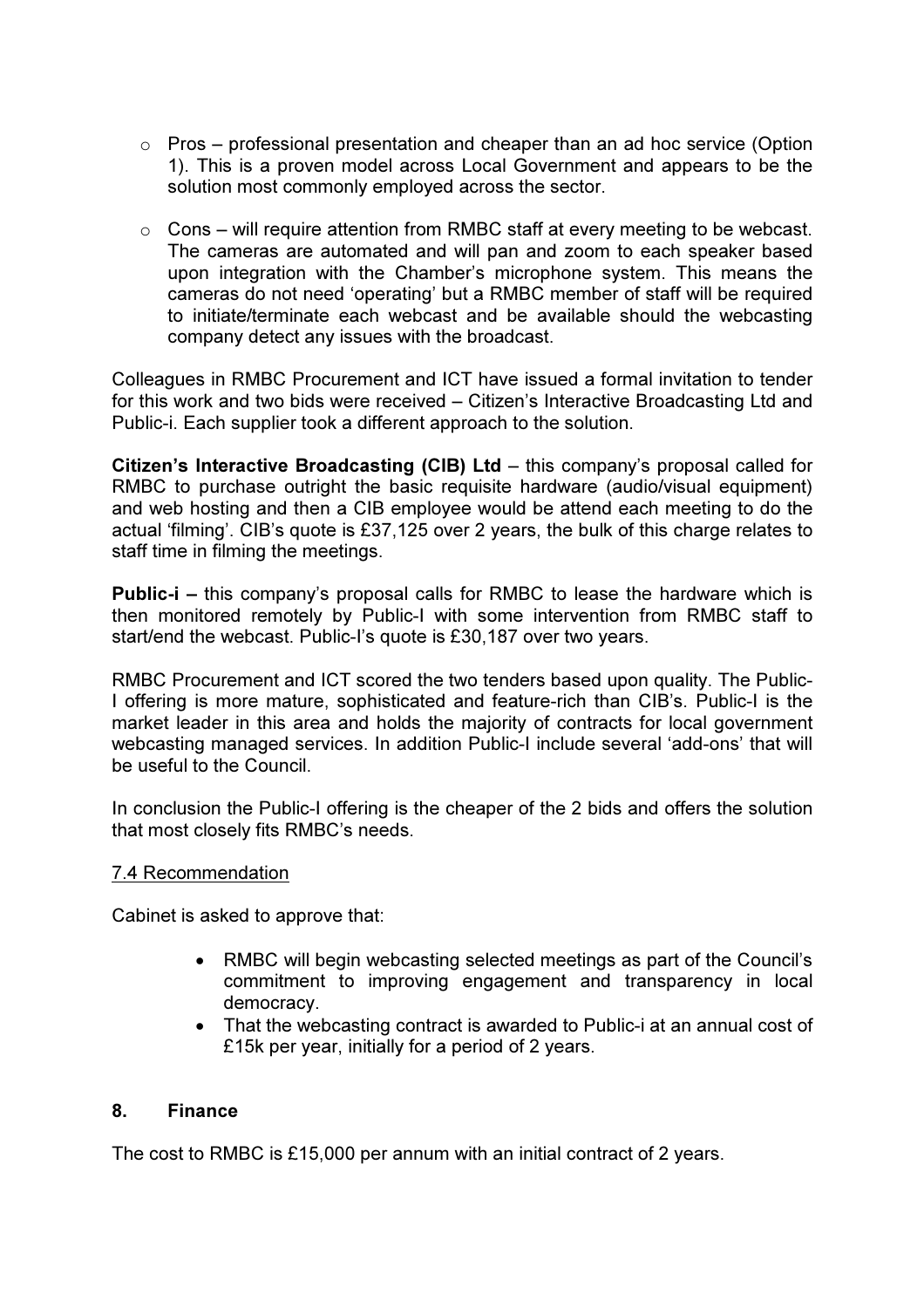- Pros – professional presentation and cheaper than an ad hoc service (Option 1). This is a proven model across Local Government and appears to be the solution most commonly employed across the sector.

- Cons – will require attention from RMBC staff at every meeting to be webcast. The cameras are automated and will pan and zoom to each speaker based upon integration with the Chamber's microphone system. This means the cameras do not need 'operating' but a RMBC member of staff will be required to initiate/terminate each webcast and be available should the webcasting company detect any issues with the broadcast.

Colleagues in RMBC Procurement and ICT have issued a formal invitation to tender for this work and two bids were received – Citizen's Interactive Broadcasting Ltd and Public-i. Each supplier took a different approach to the solution.

**Citizen's Interactive Broadcasting (CIB) Ltd** – this company's proposal called for RMBC to purchase outright the basic requisite hardware (audio/visual equipment) and web hosting and then a CIB employee would be attend each meeting to do the actual 'filming'. CIB's quote is £37,125 over 2 years, the bulk of this charge relates to staff time in filming the meetings.

**Public-i –** this company's proposal calls for RMBC to lease the hardware which is then monitored remotely by Public-I with some intervention from RMBC staff to start/end the webcast. Public-I's quote is £30,187 over two years.

RMBC Procurement and ICT scored the two tenders based upon quality. The Public-I offering is more mature, sophisticated and feature-rich than CIB's. Public-I is the market leader in this area and holds the majority of contracts for local government webcasting managed services. In addition Public-I include several 'add-ons' that will be useful to the Council.

In conclusion the Public-I offering is the cheaper of the 2 bids and offers the solution that most closely fits RMBC's needs.

7.4 Recommendation

Cabinet is asked to approve that:

- RMBC will begin webcasting selected meetings as part of the Council's commitment to improving engagement and transparency in local democracy.
- That the webcasting contract is awarded to Public-i at an annual cost of £15k per year, initially for a period of 2 years.

## 8. Finance

The cost to RMBC is £15,000 per annum with an initial contract of 2 years.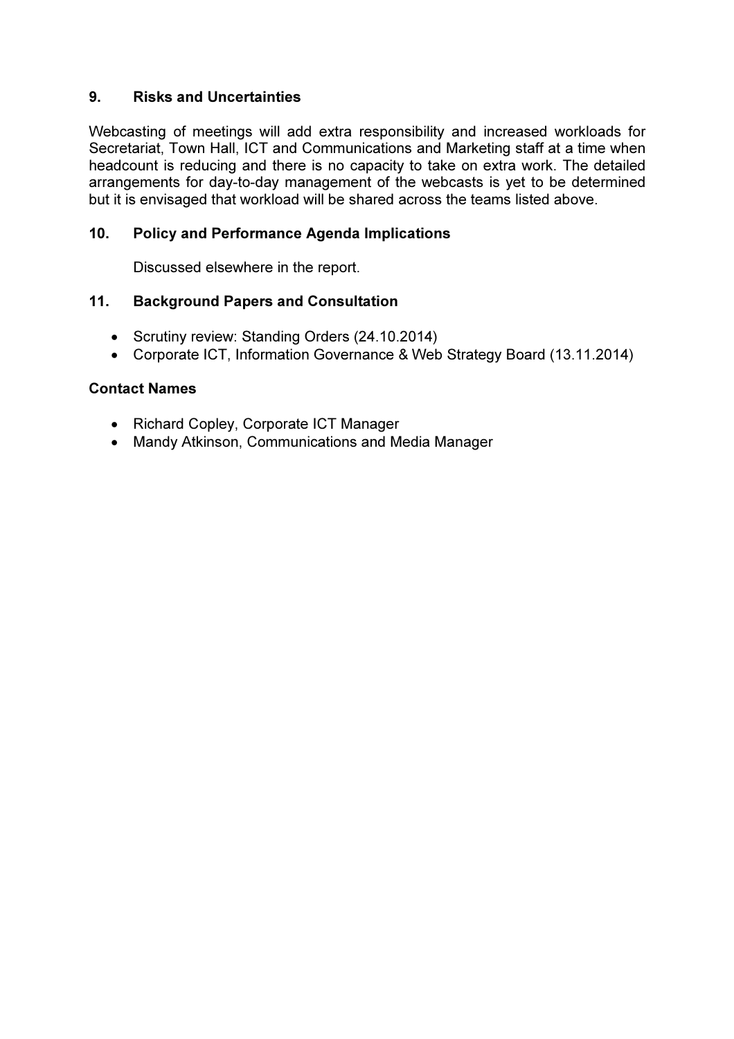## 9. Risks and Uncertainties

Webcasting of meetings will add extra responsibility and increased workloads for Secretariat, Town Hall, ICT and Communications and Marketing staff at a time when headcount is reducing and there is no capacity to take on extra work. The detailed arrangements for day-to-day management of the webcasts is yet to be determined but it is envisaged that workload will be shared across the teams listed above.

## 10. Policy and Performance Agenda Implications

Discussed elsewhere in the report.

## 11. Background Papers and Consultation

- Scrutiny review: Standing Orders (24.10.2014)
- Corporate ICT, Information Governance & Web Strategy Board (13.11.2014)

**Contact Names**

- Richard Copley, Corporate ICT Manager
- Mandy Atkinson, Communications and Media Manager